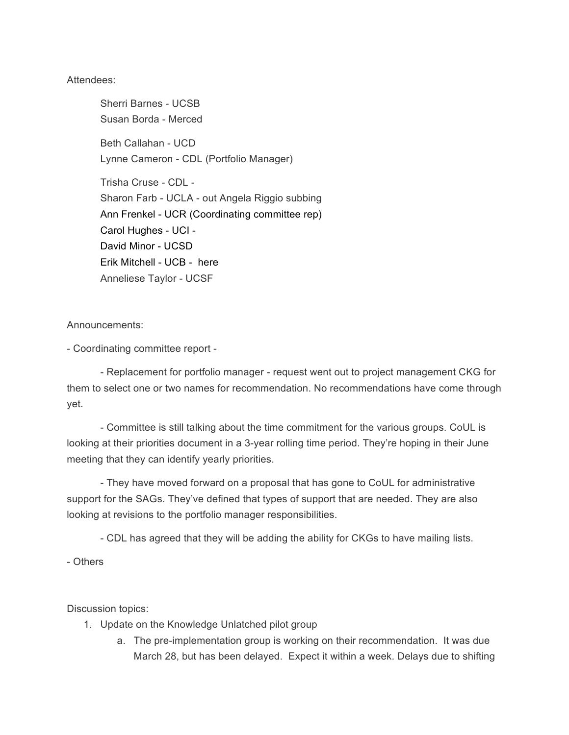Attendees:

Sherri Barnes - UCSB
Susan Borda - Merced

Beth Callahan - UCD
Lynne Cameron - CDL (Portfolio Manager)

Trisha Cruse - CDL -
Sharon Farb - UCLA - out Angela Riggio subbing
Ann Frenkel - UCR (Coordinating committee rep)
Carol Hughes - UCI -
David Minor - UCSD
Erik Mitchell - UCB - here
Anneliese Taylor - UCSF

Announcements:

- Coordinating committee report -

    - Replacement for portfolio manager - request went out to project management CKG for them to select one or two names for recommendation. No recommendations have come through yet.

    - Committee is still talking about the time commitment for the various groups. CoUL is looking at their priorities document in a 3-year rolling time period. They're hoping in their June meeting that they can identify yearly priorities.

    - They have moved forward on a proposal that has gone to CoUL for administrative support for the SAGs. They've defined that types of support that are needed. They are also looking at revisions to the portfolio manager responsibilities.

    - CDL has agreed that they will be adding the ability for CKGs to have mailing lists.

- Others

Discussion topics:

1. Update on the Knowledge Unlatched pilot group
    a. The pre-implementation group is working on their recommendation. It was due March 28, but has been delayed. Expect it within a week. Delays due to shifting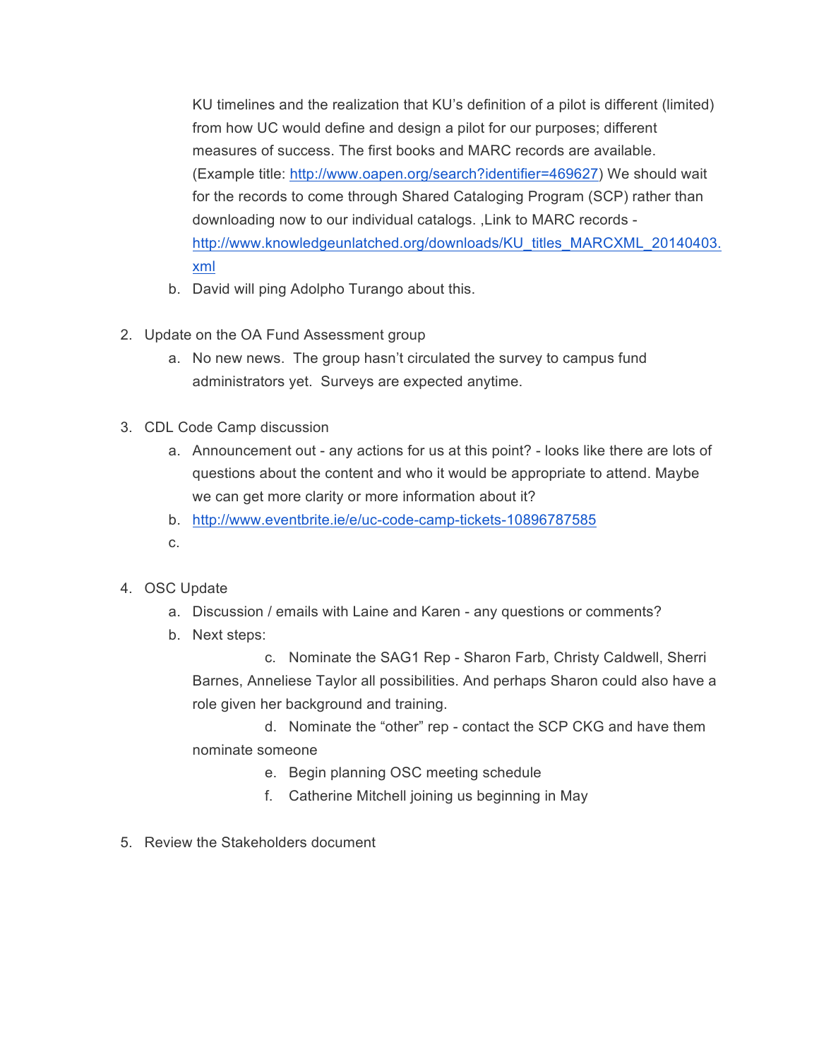KU timelines and the realization that KU's definition of a pilot is different (limited) from how UC would define and design a pilot for our purposes; different measures of success. The first books and MARC records are available. (Example title: http://www.oapen.org/search?identifier=469627) We should wait for the records to come through Shared Cataloging Program (SCP) rather than downloading now to our individual catalogs. ,Link to MARC records - http://www.knowledgeunlatched.org/downloads/KU_titles_MARCXML_20140403.xml

   b. David will ping Adolpho Turango about this.

2. Update on the OA Fund Assessment group
   a. No new news. The group hasn't circulated the survey to campus fund administrators yet. Surveys are expected anytime.

3. CDL Code Camp discussion
   a. Announcement out - any actions for us at this point? - looks like there are lots of questions about the content and who it would be appropriate to attend. Maybe we can get more clarity or more information about it?
   b. http://www.eventbrite.ie/e/uc-code-camp-tickets-10896787585
   c.

4. OSC Update
   a. Discussion / emails with Laine and Karen - any questions or comments?
   b. Next steps:
   c. Nominate the SAG1 Rep - Sharon Farb, Christy Caldwell, Sherri Barnes, Anneliese Taylor all possibilities. And perhaps Sharon could also have a role given her background and training.
   d. Nominate the "other" rep - contact the SCP CKG and have them nominate someone
   e. Begin planning OSC meeting schedule
   f. Catherine Mitchell joining us beginning in May

5. Review the Stakeholders document